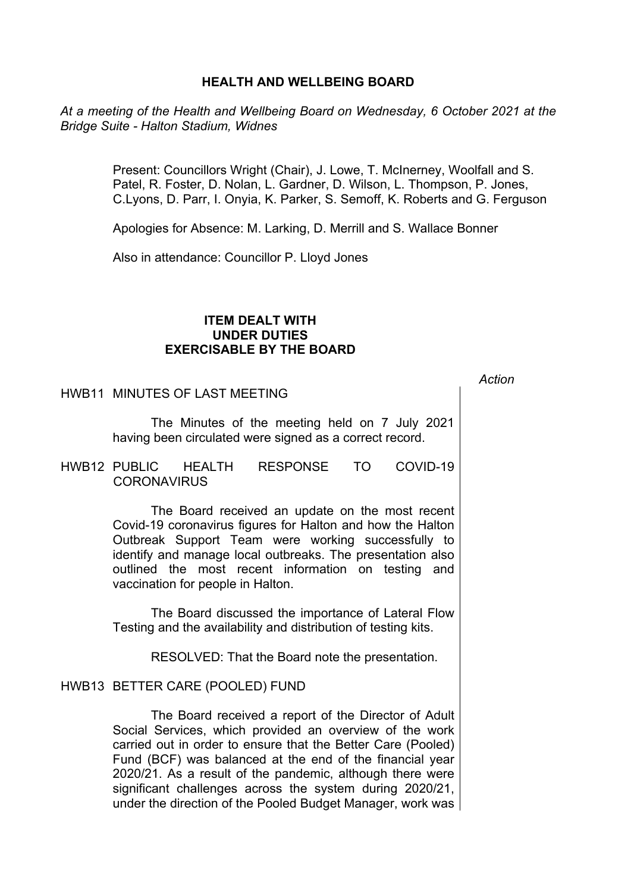# HEALTH AND WELLBEING BOARD

*At a meeting of the Health and Wellbeing Board on Wednesday, 6 October 2021 at the Bridge Suite - Halton Stadium, Widnes*

Present: Councillors Wright (Chair), J. Lowe, T. McInerney, Woolfall and S. Patel, R. Foster, D. Nolan, L. Gardner, D. Wilson, L. Thompson, P. Jones, C.Lyons, D. Parr, I. Onyia, K. Parker, S. Semoff, K. Roberts and G. Ferguson

Apologies for Absence: M. Larking, D. Merrill and S. Wallace Bonner

Also in attendance: Councillor P. Lloyd Jones

## ITEM DEALT WITH UNDER DUTIES EXERCISABLE BY THE BOARD

*Action*

### HWB11 MINUTES OF LAST MEETING

The Minutes of the meeting held on 7 July 2021 having been circulated were signed as a correct record.

### HWB12 PUBLIC HEALTH RESPONSE TO COVID-19 CORONAVIRUS

The Board received an update on the most recent Covid-19 coronavirus figures for Halton and how the Halton Outbreak Support Team were working successfully to identify and manage local outbreaks. The presentation also outlined the most recent information on testing and vaccination for people in Halton.

The Board discussed the importance of Lateral Flow Testing and the availability and distribution of testing kits.

RESOLVED: That the Board note the presentation.

### HWB13 BETTER CARE (POOLED) FUND

The Board received a report of the Director of Adult Social Services, which provided an overview of the work carried out in order to ensure that the Better Care (Pooled) Fund (BCF) was balanced at the end of the financial year 2020/21. As a result of the pandemic, although there were significant challenges across the system during 2020/21, under the direction of the Pooled Budget Manager, work was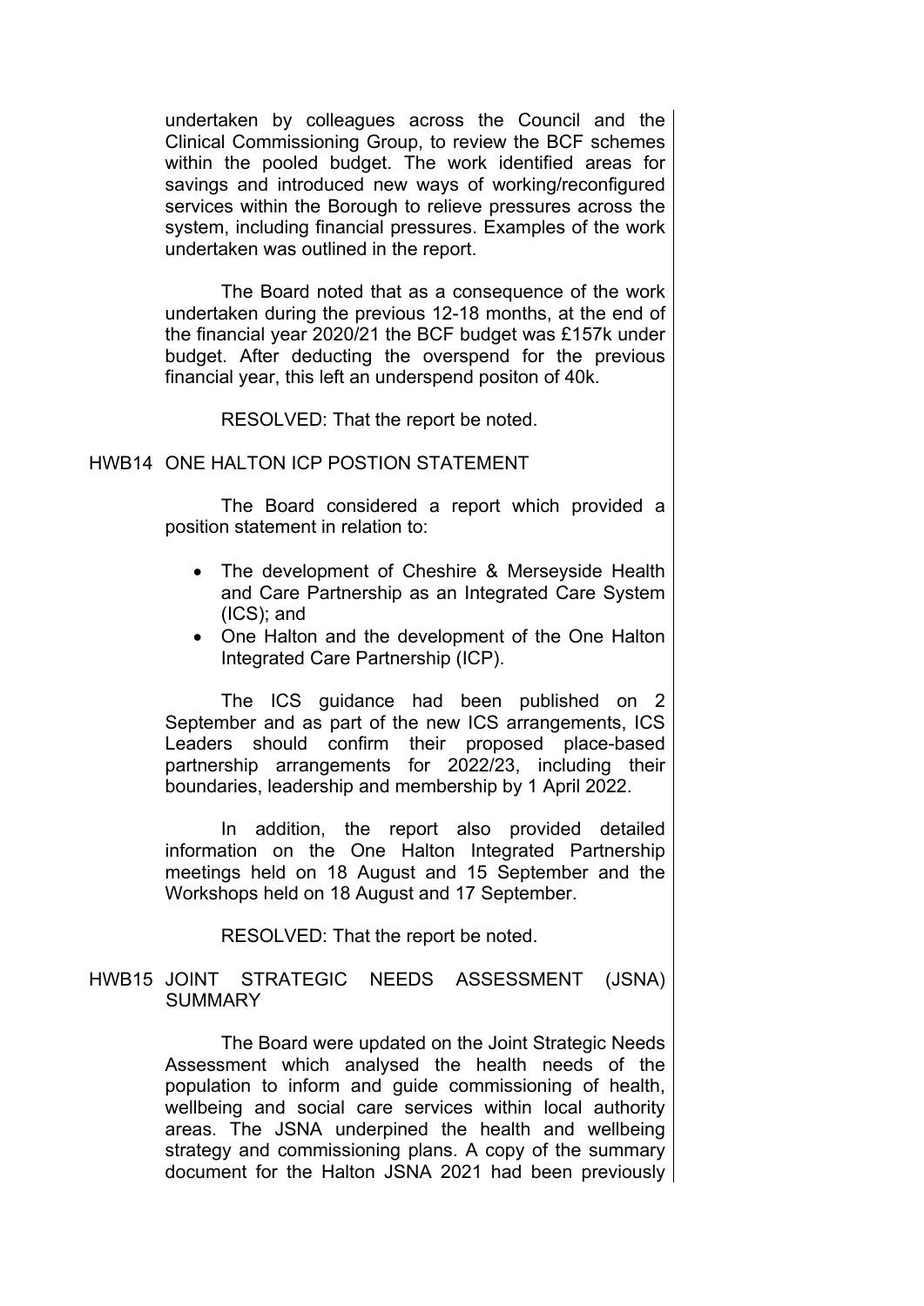undertaken by colleagues across the Council and the Clinical Commissioning Group, to review the BCF schemes within the pooled budget. The work identified areas for savings and introduced new ways of working/reconfigured services within the Borough to relieve pressures across the system, including financial pressures. Examples of the work undertaken was outlined in the report.

The Board noted that as a consequence of the work undertaken during the previous 12-18 months, at the end of the financial year 2020/21 the BCF budget was £157k under budget. After deducting the overspend for the previous financial year, this left an underspend positon of 40k.

RESOLVED: That the report be noted.

HWB14 ONE HALTON ICP POSTION STATEMENT

The Board considered a report which provided a position statement in relation to:

- The development of Cheshire & Merseyside Health and Care Partnership as an Integrated Care System (ICS); and
- One Halton and the development of the One Halton Integrated Care Partnership (ICP).

The ICS guidance had been published on 2 September and as part of the new ICS arrangements, ICS Leaders should confirm their proposed place-based partnership arrangements for 2022/23, including their boundaries, leadership and membership by 1 April 2022.

In addition, the report also provided detailed information on the One Halton Integrated Partnership meetings held on 18 August and 15 September and the Workshops held on 18 August and 17 September.

RESOLVED: That the report be noted.

HWB15 JOINT STRATEGIC NEEDS ASSESSMENT (JSNA) SUMMARY

The Board were updated on the Joint Strategic Needs Assessment which analysed the health needs of the population to inform and guide commissioning of health, wellbeing and social care services within local authority areas. The JSNA underpined the health and wellbeing strategy and commissioning plans. A copy of the summary document for the Halton JSNA 2021 had been previously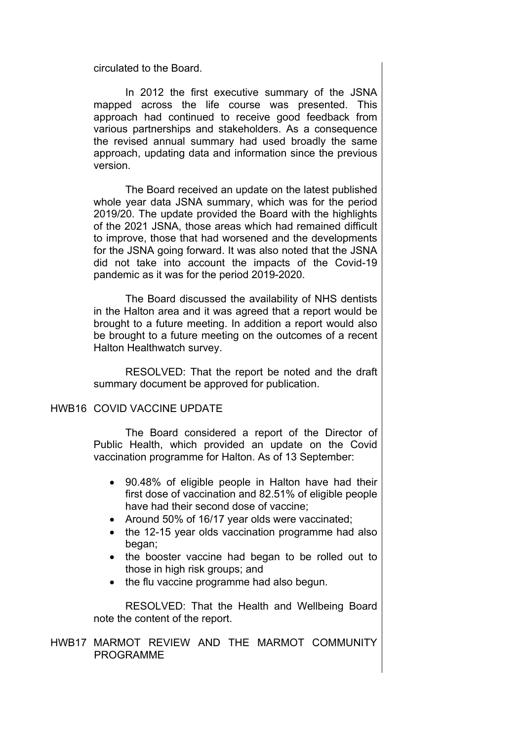circulated to the Board.

In 2012 the first executive summary of the JSNA mapped across the life course was presented. This approach had continued to receive good feedback from various partnerships and stakeholders. As a consequence the revised annual summary had used broadly the same approach, updating data and information since the previous version.

The Board received an update on the latest published whole year data JSNA summary, which was for the period 2019/20. The update provided the Board with the highlights of the 2021 JSNA, those areas which had remained difficult to improve, those that had worsened and the developments for the JSNA going forward. It was also noted that the JSNA did not take into account the impacts of the Covid-19 pandemic as it was for the period 2019-2020.

The Board discussed the availability of NHS dentists in the Halton area and it was agreed that a report would be brought to a future meeting. In addition a report would also be brought to a future meeting on the outcomes of a recent Halton Healthwatch survey.

RESOLVED: That the report be noted and the draft summary document be approved for publication.

## HWB16 COVID VACCINE UPDATE

The Board considered a report of the Director of Public Health, which provided an update on the Covid vaccination programme for Halton. As of 13 September:

- 90.48% of eligible people in Halton have had their first dose of vaccination and 82.51% of eligible people have had their second dose of vaccine;
- Around 50% of 16/17 year olds were vaccinated;
- the 12-15 year olds vaccination programme had also began;
- the booster vaccine had began to be rolled out to those in high risk groups; and
- the flu vaccine programme had also begun.

RESOLVED: That the Health and Wellbeing Board note the content of the report.

## HWB17 MARMOT REVIEW AND THE MARMOT COMMUNITY PROGRAMME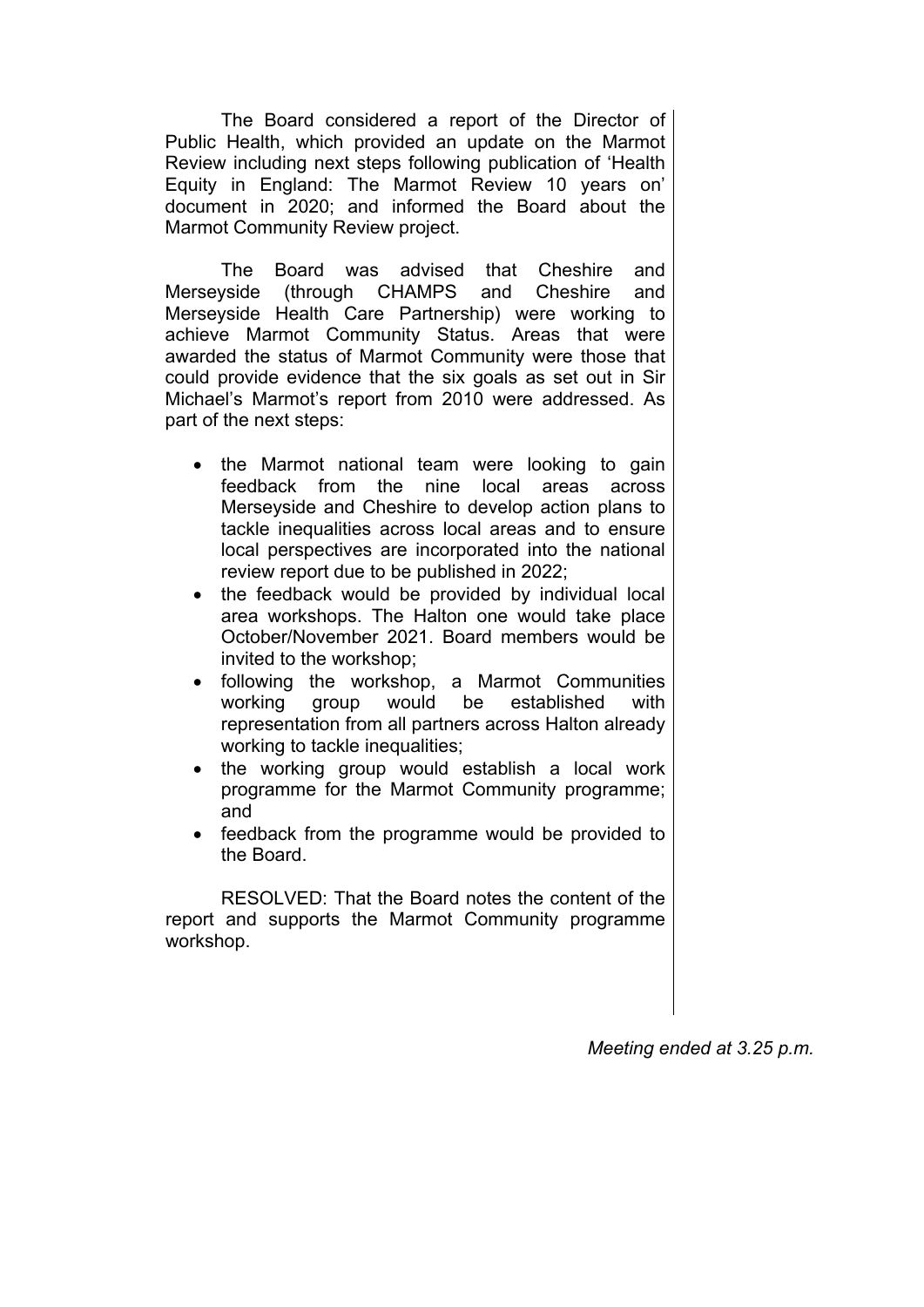The Board considered a report of the Director of Public Health, which provided an update on the Marmot Review including next steps following publication of 'Health Equity in England: The Marmot Review 10 years on' document in 2020; and informed the Board about the Marmot Community Review project.

The Board was advised that Cheshire and Merseyside (through CHAMPS and Cheshire and Merseyside Health Care Partnership) were working to achieve Marmot Community Status. Areas that were awarded the status of Marmot Community were those that could provide evidence that the six goals as set out in Sir Michael's Marmot's report from 2010 were addressed. As part of the next steps:

- the Marmot national team were looking to gain feedback from the nine local areas across Merseyside and Cheshire to develop action plans to tackle inequalities across local areas and to ensure local perspectives are incorporated into the national review report due to be published in 2022;
- the feedback would be provided by individual local area workshops. The Halton one would take place October/November 2021. Board members would be invited to the workshop;
- following the workshop, a Marmot Communities working group would be established with representation from all partners across Halton already working to tackle inequalities;
- the working group would establish a local work programme for the Marmot Community programme; and
- feedback from the programme would be provided to the Board.

RESOLVED: That the Board notes the content of the report and supports the Marmot Community programme workshop.

*Meeting ended at 3.25 p.m.*